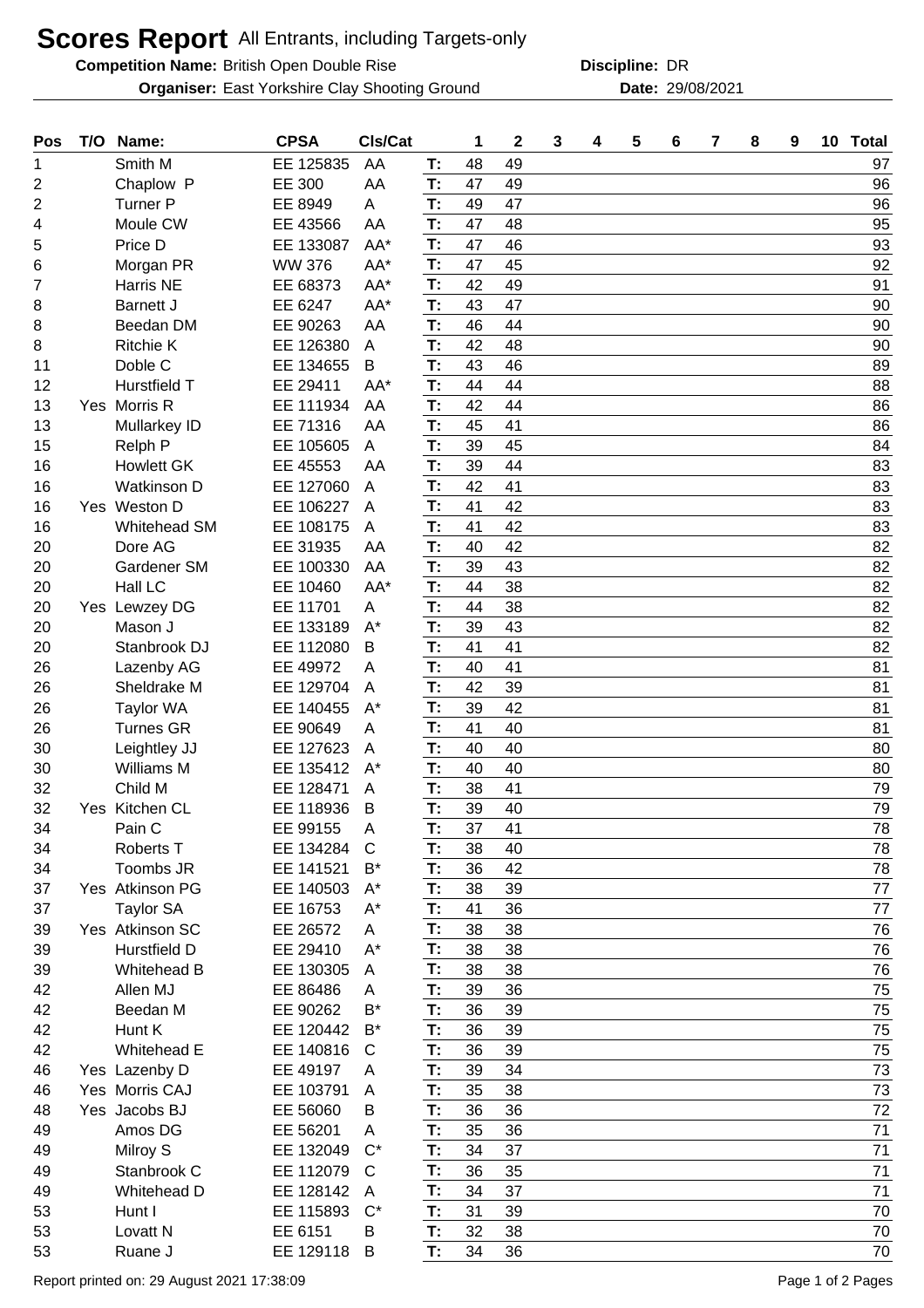# Scores Report All Entrants, including Targets-only

**Competition Name:** British Open Double Rise **Discipline:** DR

**Organiser:** East Yorkshire Clay Shooting Ground **Date:** 29/08/2021

| Pos | T/O | Name: | CPSA | Cls/Cat | | 1 | 2 | 3 | 4 | 5 | 6 | 7 | 8 | 9 | 10 | Total |
|---|---|---|---|---|---|---|---|---|---|---|---|---|---|---|---|---|
| 1 | | Smith M | EE 125835 | AA | T: | 48 | 49 | | | | | | | | | 97 |
| 2 | | Chaplow P | EE 300 | AA | T: | 47 | 49 | | | | | | | | | 96 |
| 2 | | Turner P | EE 8949 | A | T: | 49 | 47 | | | | | | | | | 96 |
| 4 | | Moule CW | EE 43566 | AA | T: | 47 | 48 | | | | | | | | | 95 |
| 5 | | Price D | EE 133087 | AA* | T: | 47 | 46 | | | | | | | | | 93 |
| 6 | | Morgan PR | WW 376 | AA* | T: | 47 | 45 | | | | | | | | | 92 |
| 7 | | Harris NE | EE 68373 | AA* | T: | 42 | 49 | | | | | | | | | 91 |
| 8 | | Barnett J | EE 6247 | AA* | T: | 43 | 47 | | | | | | | | | 90 |
| 8 | | Beedan DM | EE 90263 | AA | T: | 46 | 44 | | | | | | | | | 90 |
| 8 | | Ritchie K | EE 126380 | A | T: | 42 | 48 | | | | | | | | | 90 |
| 11 | | Doble C | EE 134655 | B | T: | 43 | 46 | | | | | | | | | 89 |
| 12 | | Hurstfield T | EE 29411 | AA* | T: | 44 | 44 | | | | | | | | | 88 |
| 13 | Yes | Morris R | EE 111934 | AA | T: | 42 | 44 | | | | | | | | | 86 |
| 13 | | Mullarkey ID | EE 71316 | AA | T: | 45 | 41 | | | | | | | | | 86 |
| 15 | | Relph P | EE 105605 | A | T: | 39 | 45 | | | | | | | | | 84 |
| 16 | | Howlett GK | EE 45553 | AA | T: | 39 | 44 | | | | | | | | | 83 |
| 16 | | Watkinson D | EE 127060 | A | T: | 42 | 41 | | | | | | | | | 83 |
| 16 | Yes | Weston D | EE 106227 | A | T: | 41 | 42 | | | | | | | | | 83 |
| 16 | | Whitehead SM | EE 108175 | A | T: | 41 | 42 | | | | | | | | | 83 |
| 20 | | Dore AG | EE 31935 | AA | T: | 40 | 42 | | | | | | | | | 82 |
| 20 | | Gardener SM | EE 100330 | AA | T: | 39 | 43 | | | | | | | | | 82 |
| 20 | | Hall LC | EE 10460 | AA* | T: | 44 | 38 | | | | | | | | | 82 |
| 20 | Yes | Lewzey DG | EE 11701 | A | T: | 44 | 38 | | | | | | | | | 82 |
| 20 | | Mason J | EE 133189 | A* | T: | 39 | 43 | | | | | | | | | 82 |
| 20 | | Stanbrook DJ | EE 112080 | B | T: | 41 | 41 | | | | | | | | | 82 |
| 26 | | Lazenby AG | EE 49972 | A | T: | 40 | 41 | | | | | | | | | 81 |
| 26 | | Sheldrake M | EE 129704 | A | T: | 42 | 39 | | | | | | | | | 81 |
| 26 | | Taylor WA | EE 140455 | A* | T: | 39 | 42 | | | | | | | | | 81 |
| 26 | | Turnes GR | EE 90649 | A | T: | 41 | 40 | | | | | | | | | 81 |
| 30 | | Leightley JJ | EE 127623 | A | T: | 40 | 40 | | | | | | | | | 80 |
| 30 | | Williams M | EE 135412 | A* | T: | 40 | 40 | | | | | | | | | 80 |
| 32 | | Child M | EE 128471 | A | T: | 38 | 41 | | | | | | | | | 79 |
| 32 | Yes | Kitchen CL | EE 118936 | B | T: | 39 | 40 | | | | | | | | | 79 |
| 34 | | Pain C | EE 99155 | A | T: | 37 | 41 | | | | | | | | | 78 |
| 34 | | Roberts T | EE 134284 | C | T: | 38 | 40 | | | | | | | | | 78 |
| 34 | | Toombs JR | EE 141521 | B* | T: | 36 | 42 | | | | | | | | | 78 |
| 37 | Yes | Atkinson PG | EE 140503 | A* | T: | 38 | 39 | | | | | | | | | 77 |
| 37 | | Taylor SA | EE 16753 | A* | T: | 41 | 36 | | | | | | | | | 77 |
| 39 | Yes | Atkinson SC | EE 26572 | A | T: | 38 | 38 | | | | | | | | | 76 |
| 39 | | Hurstfield D | EE 29410 | A* | T: | 38 | 38 | | | | | | | | | 76 |
| 39 | | Whitehead B | EE 130305 | A | T: | 38 | 38 | | | | | | | | | 76 |
| 42 | | Allen MJ | EE 86486 | A | T: | 39 | 36 | | | | | | | | | 75 |
| 42 | | Beedan M | EE 90262 | B* | T: | 36 | 39 | | | | | | | | | 75 |
| 42 | | Hunt K | EE 120442 | B* | T: | 36 | 39 | | | | | | | | | 75 |
| 42 | | Whitehead E | EE 140816 | C | T: | 36 | 39 | | | | | | | | | 75 |
| 46 | Yes | Lazenby D | EE 49197 | A | T: | 39 | 34 | | | | | | | | | 73 |
| 46 | Yes | Morris CAJ | EE 103791 | A | T: | 35 | 38 | | | | | | | | | 73 |
| 48 | Yes | Jacobs BJ | EE 56060 | B | T: | 36 | 36 | | | | | | | | | 72 |
| 49 | | Amos DG | EE 56201 | A | T: | 35 | 36 | | | | | | | | | 71 |
| 49 | | Milroy S | EE 132049 | C* | T: | 34 | 37 | | | | | | | | | 71 |
| 49 | | Stanbrook C | EE 112079 | C | T: | 36 | 35 | | | | | | | | | 71 |
| 49 | | Whitehead D | EE 128142 | A | T: | 34 | 37 | | | | | | | | | 71 |
| 53 | | Hunt I | EE 115893 | C* | T: | 31 | 39 | | | | | | | | | 70 |
| 53 | | Lovatt N | EE 6151 | B | T: | 32 | 38 | | | | | | | | | 70 |
| 53 | | Ruane J | EE 129118 | B | T: | 34 | 36 | | | | | | | | | 70 |

Report printed on: 29 August 2021 17:38:09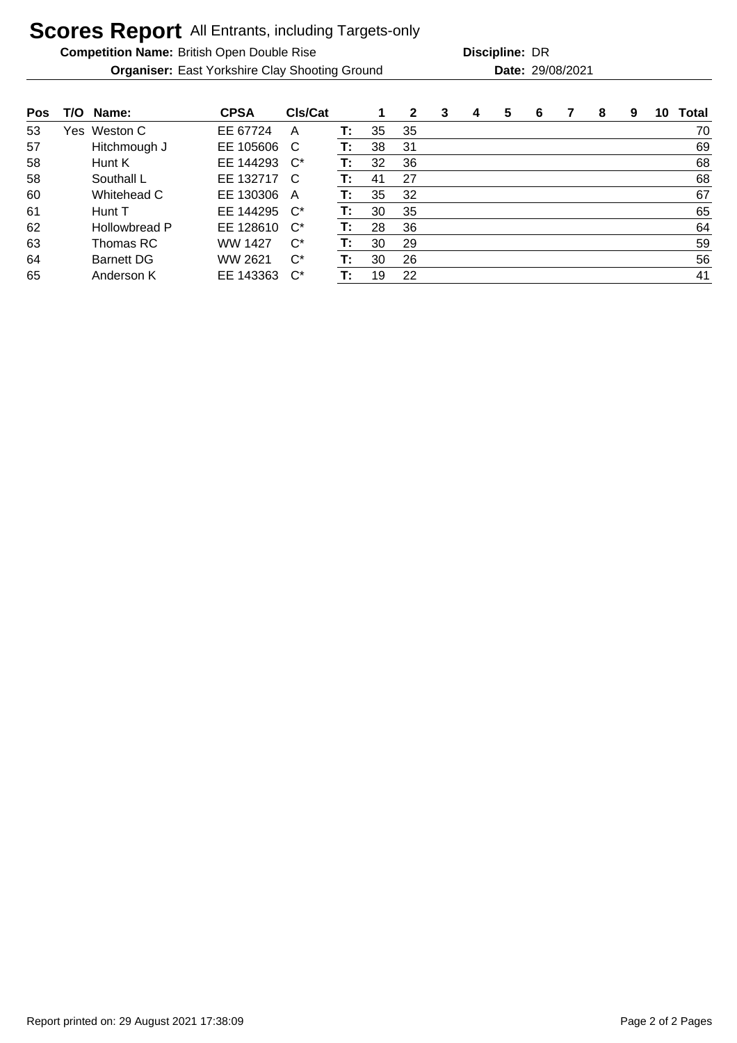# Scores Report All Entrants, including Targets-only

**Competition Name:** British Open Double Rise **Discipline:** DR

**Organiser:** East Yorkshire Clay Shooting Ground **Date:** 29/08/2021

| Pos | T/O | Name: | CPSA | Cls/Cat | | 1 | 2 | 3 | 4 | 5 | 6 | 7 | 8 | 9 | 10 | Total |
|---|---|---|---|---|---|---|---|---|---|---|---|---|---|---|---|---|
| 53 | Yes | Weston C | EE 67724 | A | T: | 35 | 35 | | | | | | | | | 70 |
| 57 | | Hitchmough J | EE 105606 | C | T: | 38 | 31 | | | | | | | | | 69 |
| 58 | | Hunt K | EE 144293 | C* | T: | 32 | 36 | | | | | | | | | 68 |
| 58 | | Southall L | EE 132717 | C | T: | 41 | 27 | | | | | | | | | 68 |
| 60 | | Whitehead C | EE 130306 | A | T: | 35 | 32 | | | | | | | | | 67 |
| 61 | | Hunt T | EE 144295 | C* | T: | 30 | 35 | | | | | | | | | 65 |
| 62 | | Hollowbread P | EE 128610 | C* | T: | 28 | 36 | | | | | | | | | 64 |
| 63 | | Thomas RC | WW 1427 | C* | T: | 30 | 29 | | | | | | | | | 59 |
| 64 | | Barnett DG | WW 2621 | C* | T: | 30 | 26 | | | | | | | | | 56 |
| 65 | | Anderson K | EE 143363 | C* | T: | 19 | 22 | | | | | | | | | 41 |

Report printed on: 29 August 2021 17:38:09